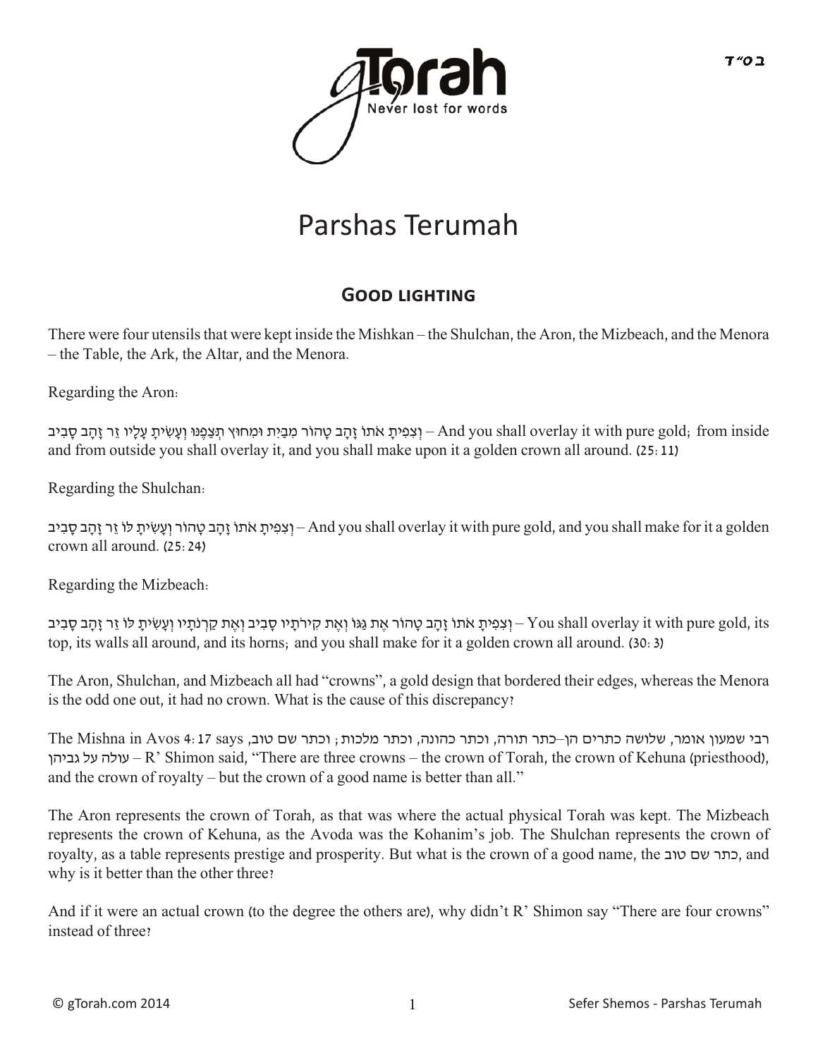בס״ד

# Parshas Terumah

## Good lighting

There were four utensils that were kept inside the Mishkan – the Shulchan, the Aron, the Mizbeach, and the Menora – the Table, the Ark, the Altar, and the Menora.

Regarding the Aron:

וְצִפִּיתָ אֹתוֹ זָהָב טָהוֹר מִבַּיִת וּמִחוּץ תְּצַפֶּנּוּ וְעָשִׂיתָ עָלָיו זֵר זָהָב סָבִיב – And you shall overlay it with pure gold; from inside and from outside you shall overlay it, and you shall make upon it a golden crown all around. (25:11)

Regarding the Shulchan:

וְצִפִּיתָ אֹתוֹ זָהָב טָהוֹר וְעָשִׂיתָ לּוֹ זֵר זָהָב סָבִיב – And you shall overlay it with pure gold, and you shall make for it a golden crown all around. (25:24)

Regarding the Mizbeach:

וְצִפִּיתָ אֹתוֹ זָהָב טָהוֹר אֶת גַּגּוֹ וְאֶת קִירֹתָיו סָבִיב וְאֶת קַרְנֹתָיו וְעָשִׂיתָ לּוֹ זֵר זָהָב סָבִיב – You shall overlay it with pure gold, its top, its walls all around, and its horns; and you shall make for it a golden crown all around. (30:3)

The Aron, Shulchan, and Mizbeach all had "crowns", a gold design that bordered their edges, whereas the Menora is the odd one out, it had no crown. What is the cause of this discrepancy?

The Mishna in Avos 4:17 says רבי שמעון אומר, שלושה כתרים הן–כתר תורה, וכתר כהונה, וכתר מלכות; וכתר שם טוב, עולה על גביהן – R' Shimon said, "There are three crowns – the crown of Torah, the crown of Kehuna (priesthood), and the crown of royalty – but the crown of a good name is better than all."

The Aron represents the crown of Torah, as that was where the actual physical Torah was kept. The Mizbeach represents the crown of Kehuna, as the Avoda was the Kohanim's job. The Shulchan represents the crown of royalty, as a table represents prestige and prosperity. But what is the crown of a good name, the כתר שם טוב, and why is it better than the other three?

And if it were an actual crown (to the degree the others are), why didn't R' Shimon say "There are four crowns" instead of three?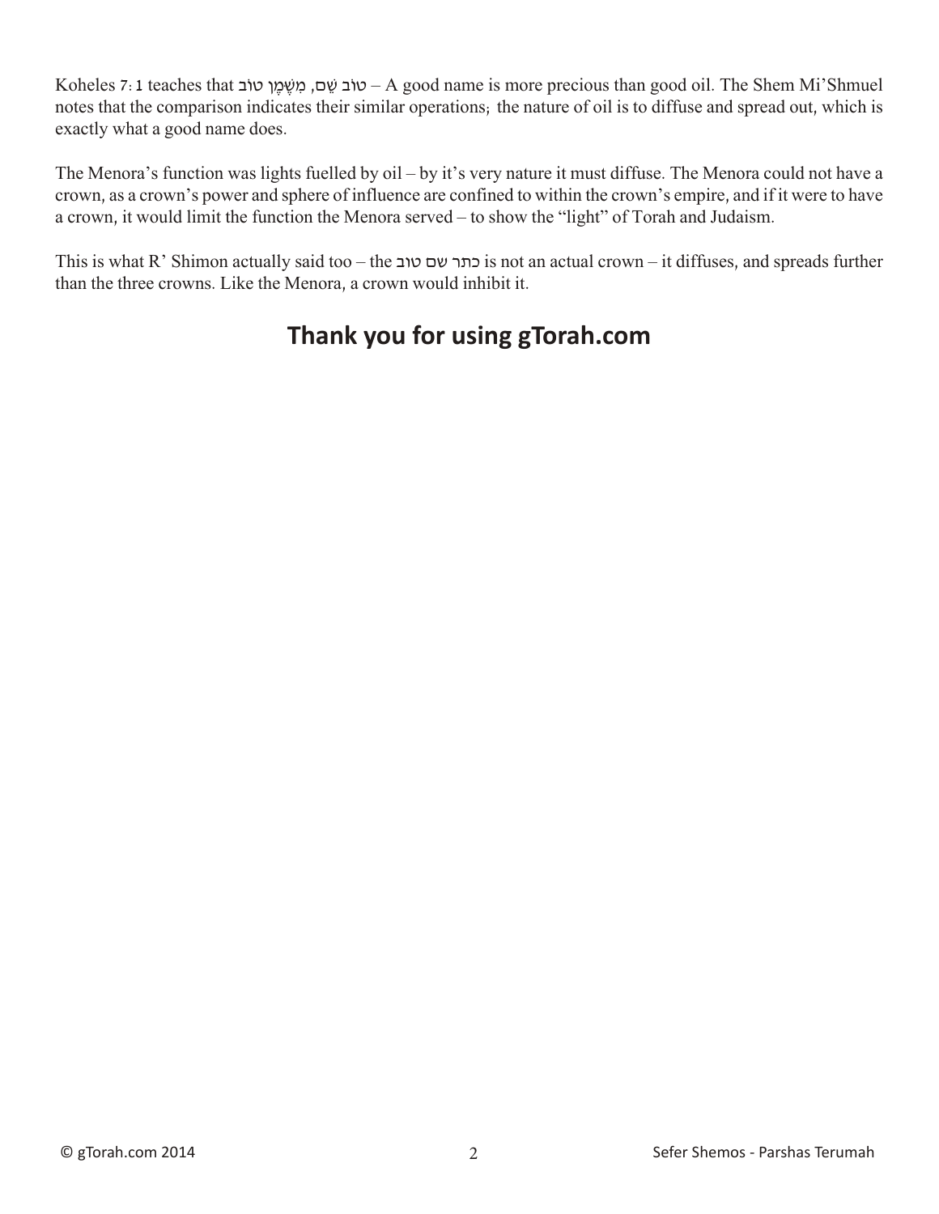Koheles 7:1 teaches that טוֹב שֵׁם, מִשֶּׁמֶן טוֹב – A good name is more precious than good oil. The Shem Mi'Shmuel notes that the comparison indicates their similar operations; the nature of oil is to diffuse and spread out, which is exactly what a good name does.

The Menora's function was lights fuelled by oil – by it's very nature it must diffuse. The Menora could not have a crown, as a crown's power and sphere of influence are confined to within the crown's empire, and if it were to have a crown, it would limit the function the Menora served – to show the "light" of Torah and Judaism.

This is what R' Shimon actually said too – the כתר שם טוב is not an actual crown – it diffuses, and spreads further than the three crowns. Like the Menora, a crown would inhibit it.

## Thank you for using gTorah.com